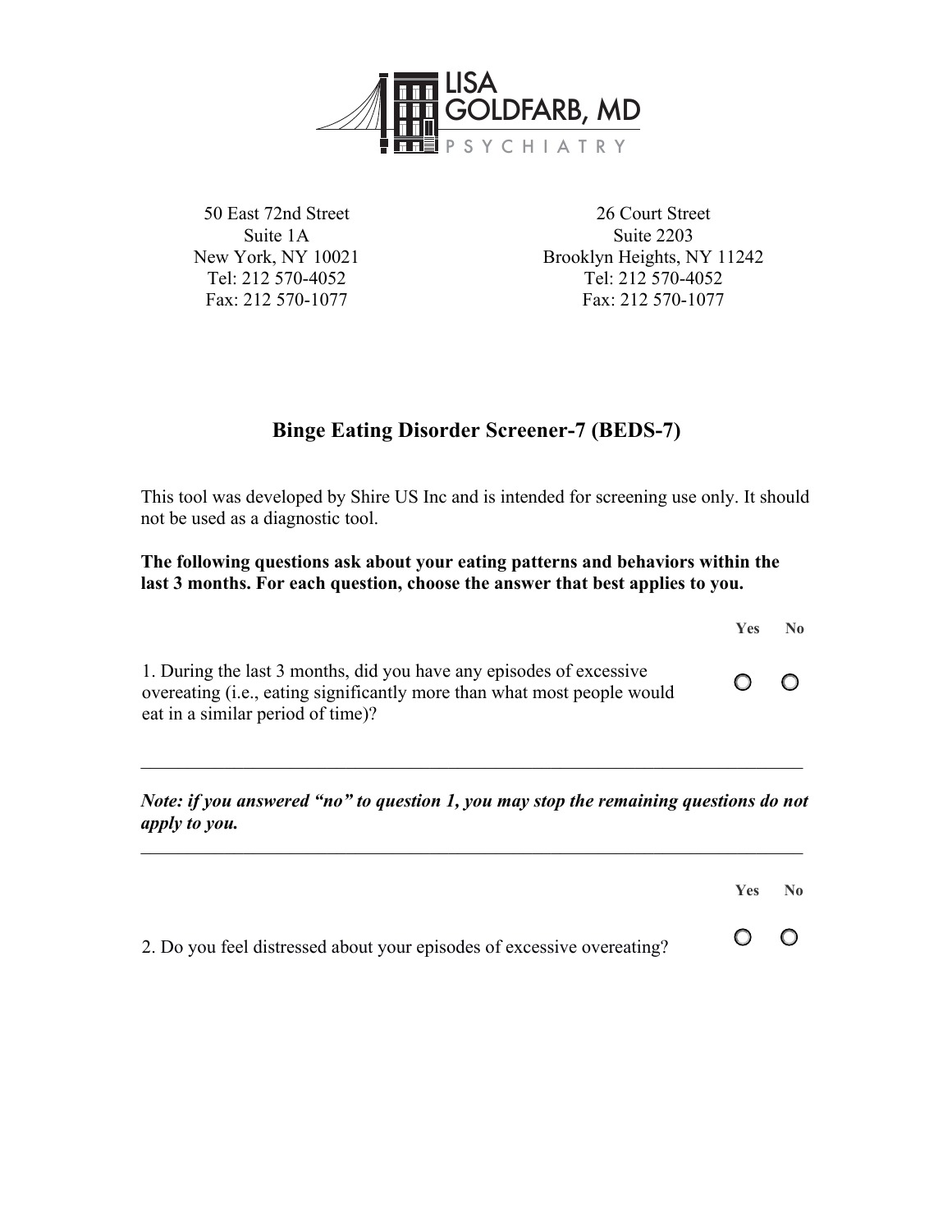LISA GOLDFARB, MD

PSYCHIATRY

50 East 72nd Street
Suite 1A
New York, NY 10021
Tel: 212 570-4052
Fax: 212 570-1077

26 Court Street
Suite 2203
Brooklyn Heights, NY 11242
Tel: 212 570-4052
Fax: 212 570-1077

# Binge Eating Disorder Screener-7 (BEDS-7)

This tool was developed by Shire US Inc and is intended for screening use only. It should not be used as a diagnostic tool.

**The following questions ask about your eating patterns and behaviors within the last 3 months. For each question, choose the answer that best applies to you.**

| | Yes | No |
|---|---|---|
| 1. During the last 3 months, did you have any episodes of excessive overeating (i.e., eating significantly more than what most people would eat in a similar period of time)? | ○ | ○ |

---

***Note: if you answered "no" to question 1, you may stop the remaining questions do not apply to you.***

---

| | Yes | No |
|---|---|---|
| 2. Do you feel distressed about your episodes of excessive overeating? | ○ | ○ |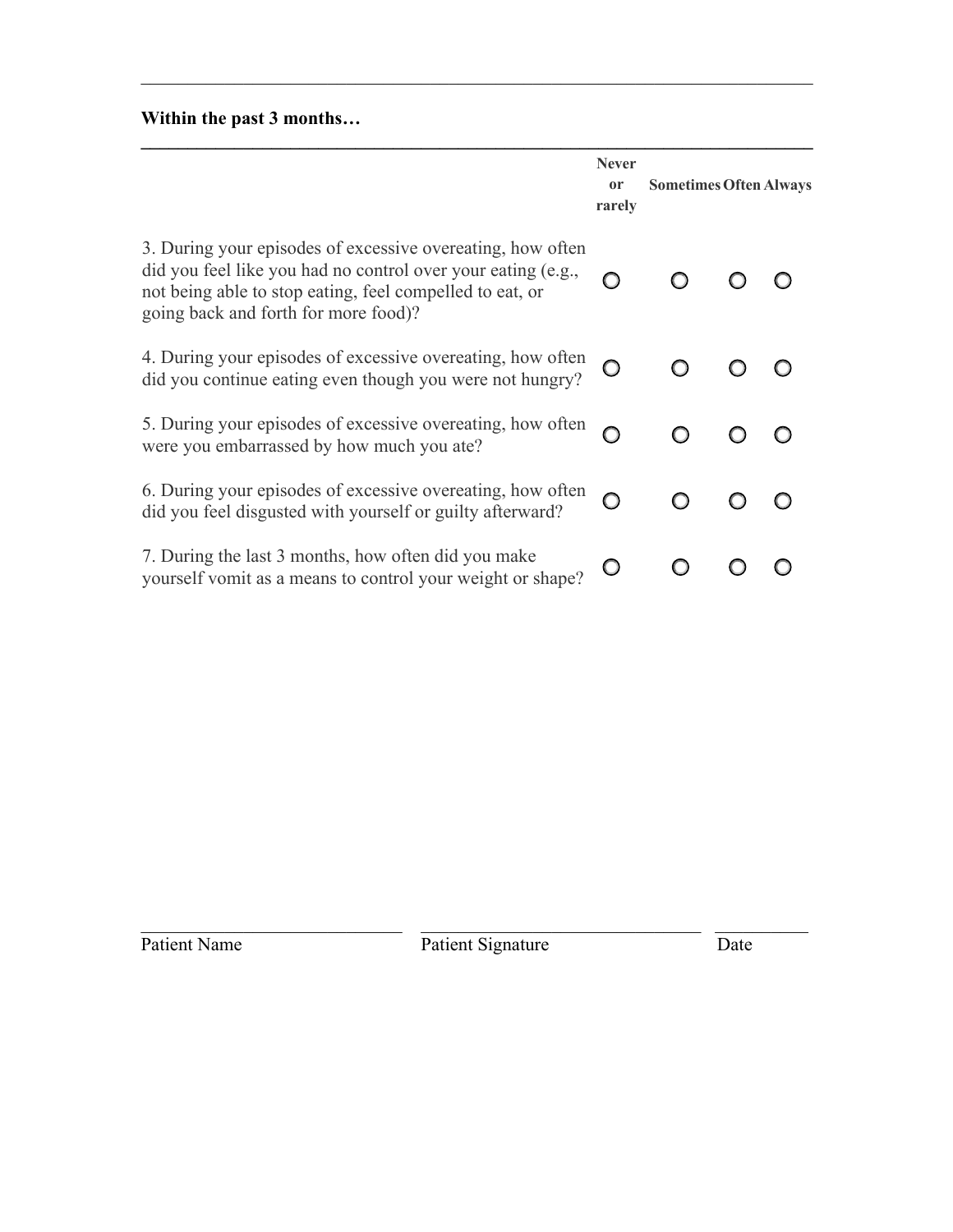**Within the past 3 months…**

| | Never or rarely | Sometimes | Often | Always |
|---|---|---|---|---|
| 3. During your episodes of excessive overeating, how often did you feel like you had no control over your eating (e.g., not being able to stop eating, feel compelled to eat, or going back and forth for more food)? | ○ | ○ | ○ | ○ |
| 4. During your episodes of excessive overeating, how often did you continue eating even though you were not hungry? | ○ | ○ | ○ | ○ |
| 5. During your episodes of excessive overeating, how often were you embarrassed by how much you ate? | ○ | ○ | ○ | ○ |
| 6. During your episodes of excessive overeating, how often did you feel disgusted with yourself or guilty afterward? | ○ | ○ | ○ | ○ |
| 7. During the last 3 months, how often did you make yourself vomit as a means to control your weight or shape? | ○ | ○ | ○ | ○ |

Patient Name ____________________ Patient Signature ____________________ Date __________